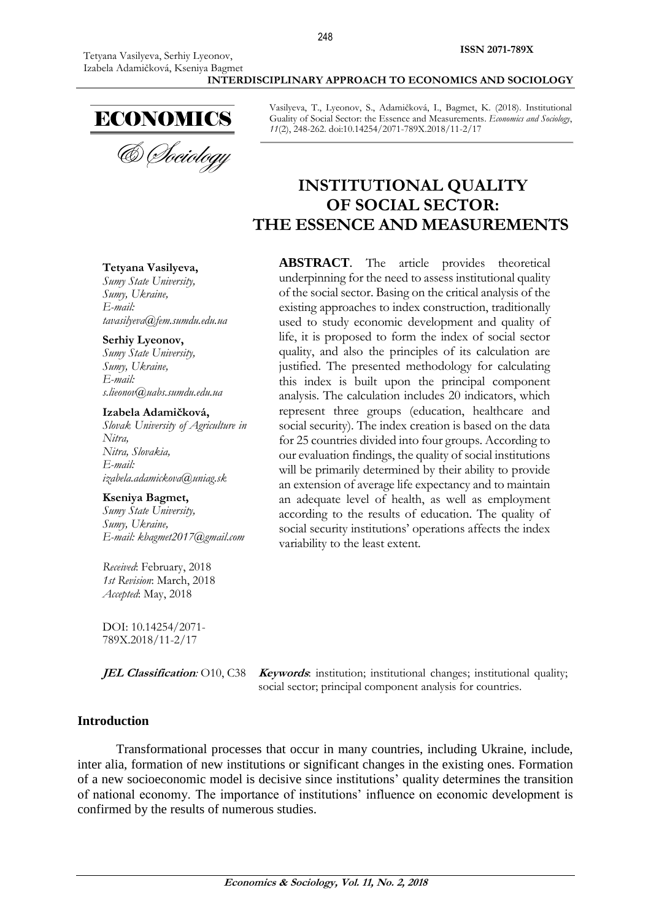Vasilyeva, T., Lyeonov, S., Adamičková, I., Bagmet, K. (2018). Institutional Guality of Social Sector: the Essence and Measurements. *Economics and Sociology*, *11*(2), 248-262. doi:10.14254/2071-789X.2018/11-2/17

# INSTITUTIONAL QUALITY OF SOCIAL SECTOR: THE ESSENCE AND MEASUREMENTS

**Tetyana Vasilyeva,**
*Sumy State University,*
*Sumy, Ukraine,*
*E-mail: tavasilyeva@fem.sumdu.edu.ua*

**Serhiy Lyeonov,**
*Sumy State University,*
*Sumy, Ukraine,*
*E-mail: s.lieonov@uabs.sumdu.edu.ua*

**Izabela Adamičková,**
*Slovak University of Agriculture in Nitra,*
*Nitra, Slovakia,*
*E-mail: izabela.adamickova@uniag.sk*

**Kseniya Bagmet,**
*Sumy State University,*
*Sumy, Ukraine,*
*E-mail: kbagmet2017@gmail.com*

*Received*: February, 2018
*1st Revision*: March, 2018
*Accepted*: May, 2018

DOI: 10.14254/2071-789X.2018/11-2/17

**ABSTRACT**. The article provides theoretical underpinning for the need to assess institutional quality of the social sector. Basing on the critical analysis of the existing approaches to index construction, traditionally used to study economic development and quality of life, it is proposed to form the index of social sector quality, and also the principles of its calculation are justified. The presented methodology for calculating this index is built upon the principal component analysis. The calculation includes 20 indicators, which represent three groups (education, healthcare and social security). The index creation is based on the data for 25 countries divided into four groups. According to our evaluation findings, the quality of social institutions will be primarily determined by their ability to provide an extension of average life expectancy and to maintain an adequate level of health, as well as employment according to the results of education. The quality of social security institutions' operations affects the index variability to the least extent.

***JEL Classification**: O10, C38*

***Keywords**: institution; institutional changes; institutional quality; social sector; principal component analysis for countries.*

## Introduction

Transformational processes that occur in many countries, including Ukraine, include, inter alia, formation of new institutions or significant changes in the existing ones. Formation of a new socioeconomic model is decisive since institutions' quality determines the transition of national economy. The importance of institutions' influence on economic development is confirmed by the results of numerous studies.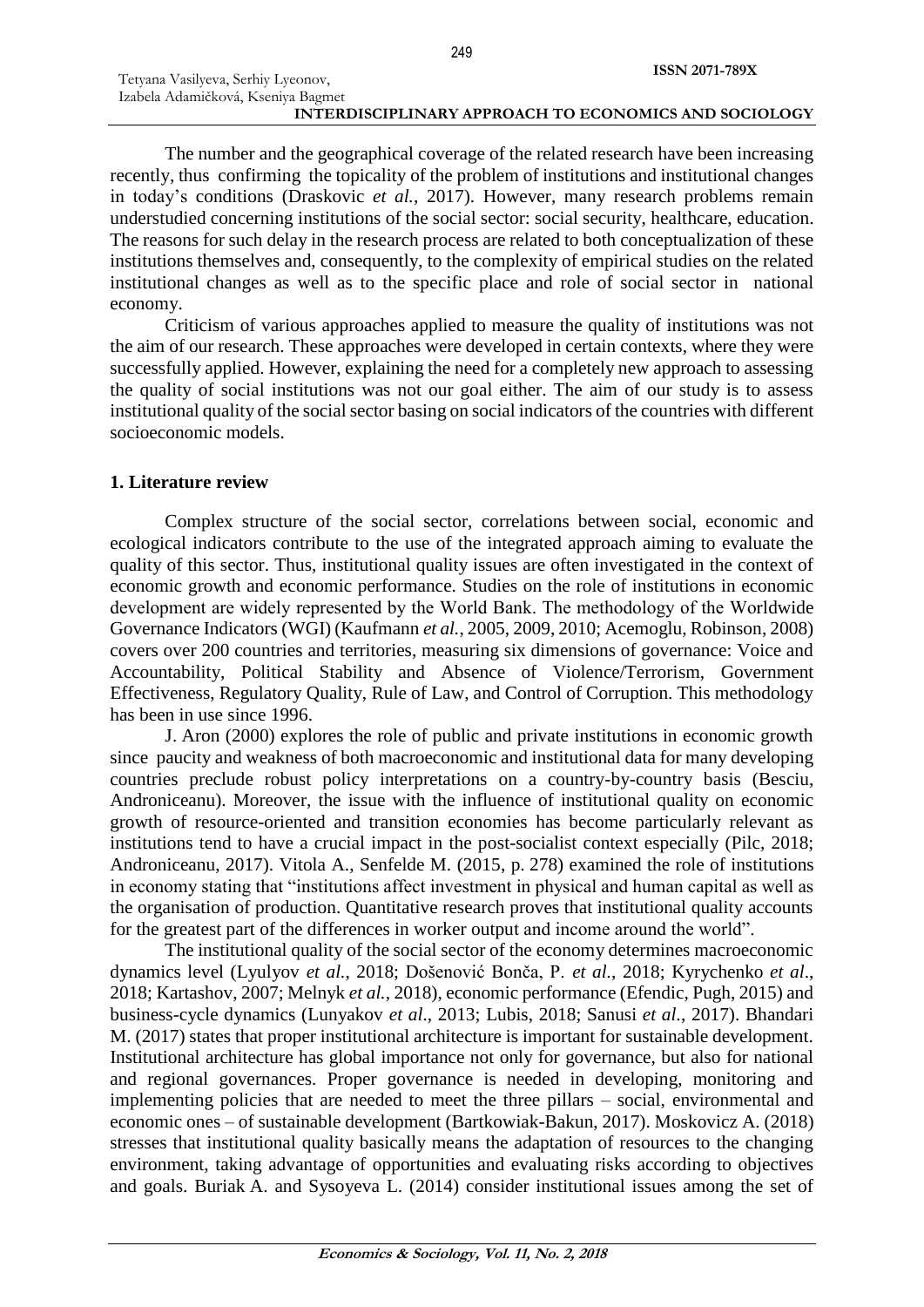The number and the geographical coverage of the related research have been increasing recently, thus confirming the topicality of the problem of institutions and institutional changes in today's conditions (Draskovic *et al.*, 2017). However, many research problems remain understudied concerning institutions of the social sector: social security, healthcare, education. The reasons for such delay in the research process are related to both conceptualization of these institutions themselves and, consequently, to the complexity of empirical studies on the related institutional changes as well as to the specific place and role of social sector in national economy.

Criticism of various approaches applied to measure the quality of institutions was not the aim of our research. These approaches were developed in certain contexts, where they were successfully applied. However, explaining the need for a completely new approach to assessing the quality of social institutions was not our goal either. The aim of our study is to assess institutional quality of the social sector basing on social indicators of the countries with different socioeconomic models.

## 1. Literature review

Complex structure of the social sector, correlations between social, economic and ecological indicators contribute to the use of the integrated approach aiming to evaluate the quality of this sector. Thus, institutional quality issues are often investigated in the context of economic growth and economic performance. Studies on the role of institutions in economic development are widely represented by the World Bank. The methodology of the Worldwide Governance Indicators (WGI) (Kaufmann *et al.*, 2005, 2009, 2010; Acemoglu, Robinson, 2008) covers over 200 countries and territories, measuring six dimensions of governance: Voice and Accountability, Political Stability and Absence of Violence/Terrorism, Government Effectiveness, Regulatory Quality, Rule of Law, and Control of Corruption. This methodology has been in use since 1996.

J. Aron (2000) explores the role of public and private institutions in economic growth since paucity and weakness of both macroeconomic and institutional data for many developing countries preclude robust policy interpretations on a country-by-country basis (Besciu, Androniceanu). Moreover, the issue with the influence of institutional quality on economic growth of resource-oriented and transition economies has become particularly relevant as institutions tend to have a crucial impact in the post-socialist context especially (Pilc, 2018; Androniceanu, 2017). Vitola A., Senfelde M. (2015, p. 278) examined the role of institutions in economy stating that "institutions affect investment in physical and human capital as well as the organisation of production. Quantitative research proves that institutional quality accounts for the greatest part of the differences in worker output and income around the world".

The institutional quality of the social sector of the economy determines macroeconomic dynamics level (Lyulyov *et al.*, 2018; Došenović Bonča, P. *et al.*, 2018; Kyrychenko *et al.*, 2018; Kartashov, 2007; Melnyk *et al.*, 2018), economic performance (Efendic, Pugh, 2015) and business-cycle dynamics (Lunyakov *et al*., 2013; Lubis, 2018; Sanusi *et al.*, 2017). Bhandari M. (2017) states that proper institutional architecture is important for sustainable development. Institutional architecture has global importance not only for governance, but also for national and regional governances. Proper governance is needed in developing, monitoring and implementing policies that are needed to meet the three pillars – social, environmental and economic ones – of sustainable development (Bartkowiak-Bakun, 2017). Moskovicz A. (2018) stresses that institutional quality basically means the adaptation of resources to the changing environment, taking advantage of opportunities and evaluating risks according to objectives and goals. Buriak A. and Sysoyeva L. (2014) consider institutional issues among the set of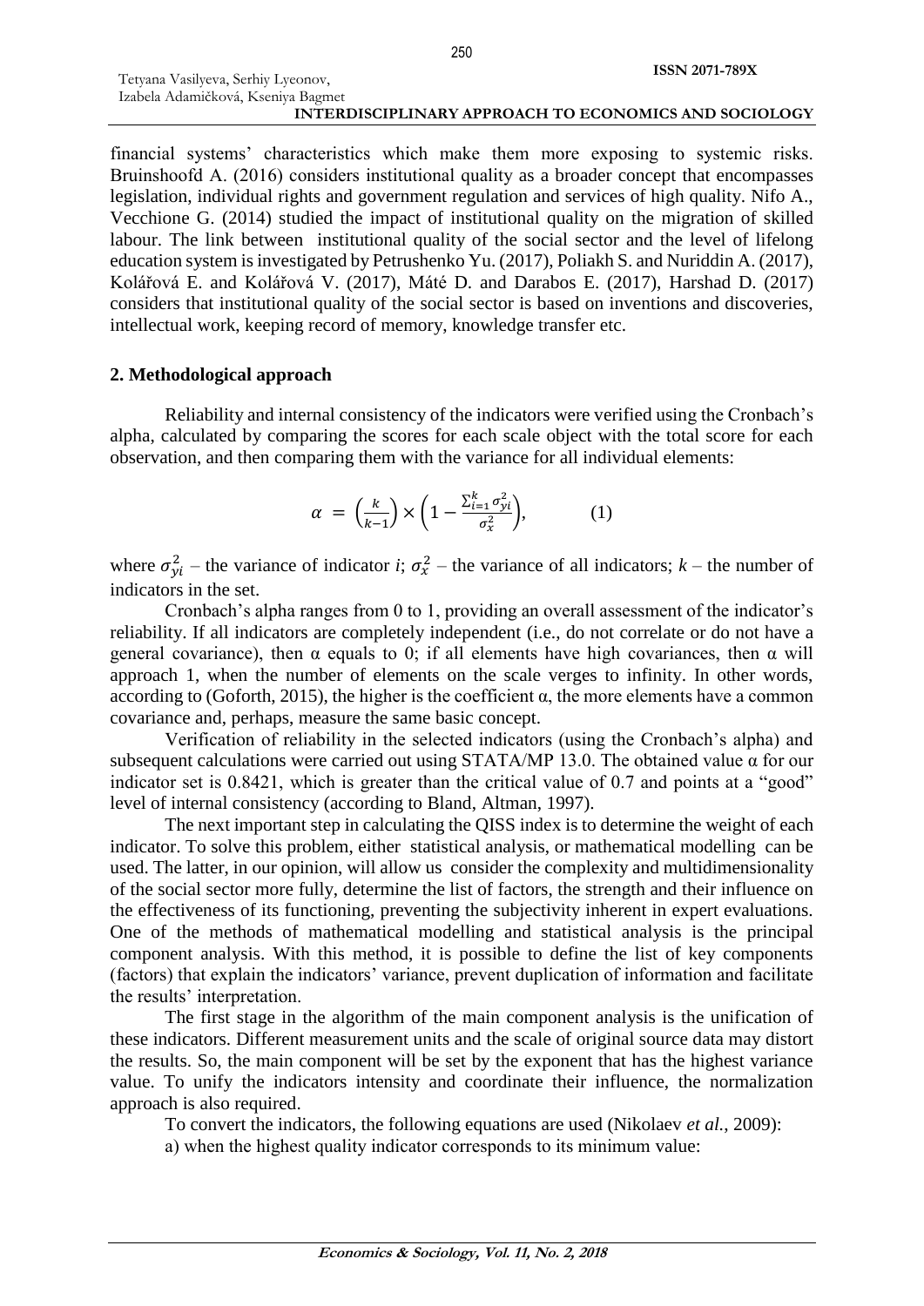financial systems' characteristics which make them more exposing to systemic risks. Bruinshoofd A. (2016) considers institutional quality as a broader concept that encompasses legislation, individual rights and government regulation and services of high quality. Nifo A., Vecchione G. (2014) studied the impact of institutional quality on the migration of skilled labour. The link between institutional quality of the social sector and the level of lifelong education system is investigated by Petrushenko Yu. (2017), Poliakh S. and Nuriddin A. (2017), Kolářová E. and Kolářová V. (2017), Máté D. and Darabos E. (2017), Harshad D. (2017) considers that institutional quality of the social sector is based on inventions and discoveries, intellectual work, keeping record of memory, knowledge transfer etc.

## 2. Methodological approach

Reliability and internal consistency of the indicators were verified using the Cronbach's alpha, calculated by comparing the scores for each scale object with the total score for each observation, and then comparing them with the variance for all individual elements:

$$\alpha = \left(\frac{k}{k-1}\right) \times \left(1 - \frac{\sum_{i=1}^{k} \sigma_{yi}^2}{\sigma_x^2}\right), \qquad (1)$$

where $\sigma_{yi}^2$ – the variance of indicator *i*; $\sigma_x^2$ – the variance of all indicators; $k$ – the number of indicators in the set.

Cronbach's alpha ranges from 0 to 1, providing an overall assessment of the indicator's reliability. If all indicators are completely independent (i.e., do not correlate or do not have a general covariance), then α equals to 0; if all elements have high covariances, then α will approach 1, when the number of elements on the scale verges to infinity. In other words, according to (Goforth, 2015), the higher is the coefficient α, the more elements have a common covariance and, perhaps, measure the same basic concept.

Verification of reliability in the selected indicators (using the Cronbach's alpha) and subsequent calculations were carried out using STATA/MP 13.0. The obtained value α for our indicator set is 0.8421, which is greater than the critical value of 0.7 and points at a "good" level of internal consistency (according to Bland, Altman, 1997).

The next important step in calculating the QISS index is to determine the weight of each indicator. To solve this problem, either statistical analysis, or mathematical modelling can be used. The latter, in our opinion, will allow us consider the complexity and multidimensionality of the social sector more fully, determine the list of factors, the strength and their influence on the effectiveness of its functioning, preventing the subjectivity inherent in expert evaluations. One of the methods of mathematical modelling and statistical analysis is the principal component analysis. With this method, it is possible to define the list of key components (factors) that explain the indicators' variance, prevent duplication of information and facilitate the results' interpretation.

The first stage in the algorithm of the main component analysis is the unification of these indicators. Different measurement units and the scale of original source data may distort the results. So, the main component will be set by the exponent that has the highest variance value. To unify the indicators intensity and coordinate their influence, the normalization approach is also required.

To convert the indicators, the following equations are used (Nikolaev *et al.*, 2009):

a) when the highest quality indicator corresponds to its minimum value: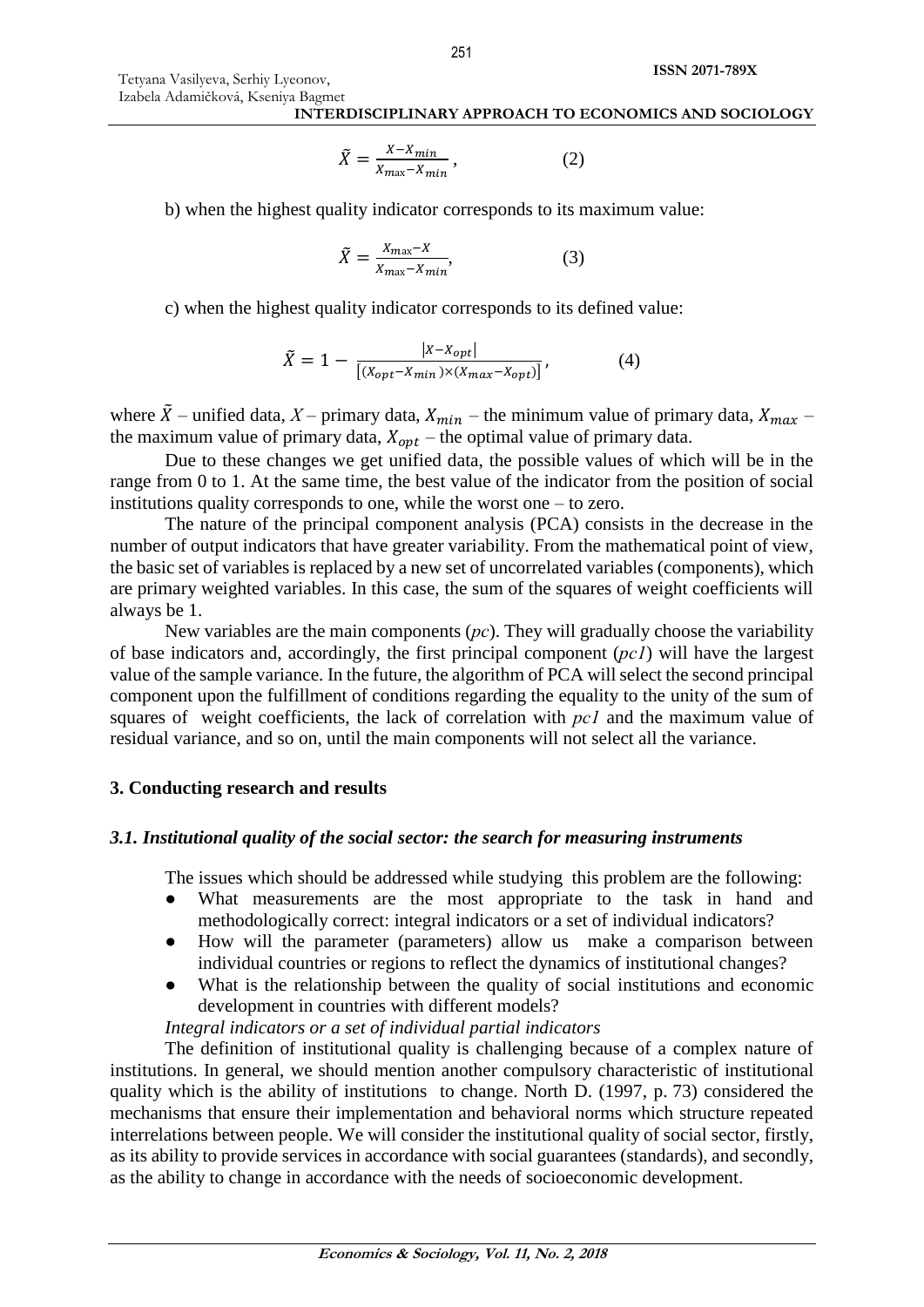$$\tilde{X} = \frac{X - X_{min}}{X_{\max} - X_{min}}, \qquad (2)$$

b) when the highest quality indicator corresponds to its maximum value:

$$\tilde{X} = \frac{X_{\max} - X}{X_{\max} - X_{min}}, \qquad (3)$$

c) when the highest quality indicator corresponds to its defined value:

$$\tilde{X} = 1 - \frac{|X - X_{opt}|}{[(X_{opt} - X_{min}) \times (X_{max} - X_{opt})]}, \qquad (4)$$

where $\tilde{X}$ – unified data, $X$ – primary data, $X_{min}$ – the minimum value of primary data, $X_{max}$ – the maximum value of primary data, $X_{opt}$ – the optimal value of primary data.

Due to these changes we get unified data, the possible values of which will be in the range from 0 to 1. At the same time, the best value of the indicator from the position of social institutions quality corresponds to one, while the worst one – to zero.

The nature of the principal component analysis (PCA) consists in the decrease in the number of output indicators that have greater variability. From the mathematical point of view, the basic set of variables is replaced by a new set of uncorrelated variables (components), which are primary weighted variables. In this case, the sum of the squares of weight coefficients will always be 1.

New variables are the main components (*pc*). They will gradually choose the variability of base indicators and, accordingly, the first principal component (*pc1*) will have the largest value of the sample variance. In the future, the algorithm of PCA will select the second principal component upon the fulfillment of conditions regarding the equality to the unity of the sum of squares of weight coefficients, the lack of correlation with *pc1* and the maximum value of residual variance, and so on, until the main components will not select all the variance.

## 3. Conducting research and results

### *3.1. Institutional quality of the social sector: the search for measuring instruments*

The issues which should be addressed while studying this problem are the following:

- What measurements are the most appropriate to the task in hand and methodologically correct: integral indicators or a set of individual indicators?
- How will the parameter (parameters) allow us make a comparison between individual countries or regions to reflect the dynamics of institutional changes?
- What is the relationship between the quality of social institutions and economic development in countries with different models?

*Integral indicators or a set of individual partial indicators*

The definition of institutional quality is challenging because of a complex nature of institutions. In general, we should mention another compulsory characteristic of institutional quality which is the ability of institutions to change. North D. (1997, p. 73) considered the mechanisms that ensure their implementation and behavioral norms which structure repeated interrelations between people. We will consider the institutional quality of social sector, firstly, as its ability to provide services in accordance with social guarantees (standards), and secondly, as the ability to change in accordance with the needs of socioeconomic development.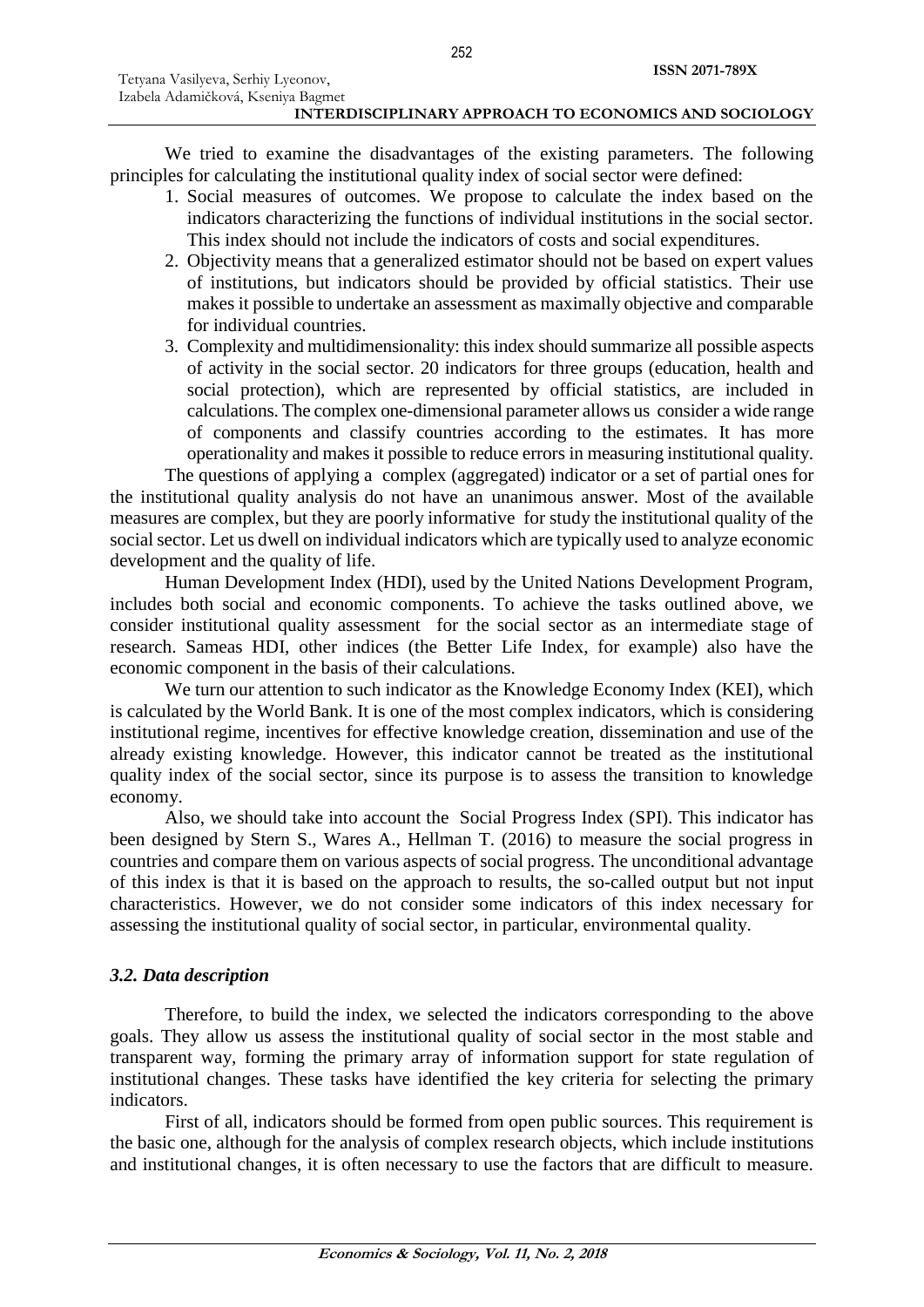We tried to examine the disadvantages of the existing parameters. The following principles for calculating the institutional quality index of social sector were defined:

1. Social measures of outcomes. We propose to calculate the index based on the indicators characterizing the functions of individual institutions in the social sector. This index should not include the indicators of costs and social expenditures.
2. Objectivity means that a generalized estimator should not be based on expert values of institutions, but indicators should be provided by official statistics. Their use makes it possible to undertake an assessment as maximally objective and comparable for individual countries.
3. Complexity and multidimensionality: this index should summarize all possible aspects of activity in the social sector. 20 indicators for three groups (education, health and social protection), which are represented by official statistics, are included in calculations. The complex one-dimensional parameter allows us consider a wide range of components and classify countries according to the estimates. It has more operationality and makes it possible to reduce errors in measuring institutional quality.

The questions of applying a complex (aggregated) indicator or a set of partial ones for the institutional quality analysis do not have an unanimous answer. Most of the available measures are complex, but they are poorly informative for study the institutional quality of the social sector. Let us dwell on individual indicators which are typically used to analyze economic development and the quality of life.

Human Development Index (HDI), used by the United Nations Development Program, includes both social and economic components. To achieve the tasks outlined above, we consider institutional quality assessment for the social sector as an intermediate stage of research. Sameas HDI, other indices (the Better Life Index, for example) also have the economic component in the basis of their calculations.

We turn our attention to such indicator as the Knowledge Economy Index (KEI), which is calculated by the World Bank. It is one of the most complex indicators, which is considering institutional regime, incentives for effective knowledge creation, dissemination and use of the already existing knowledge. However, this indicator cannot be treated as the institutional quality index of the social sector, since its purpose is to assess the transition to knowledge economy.

Also, we should take into account the Social Progress Index (SPI). This indicator has been designed by Stern S., Wares A., Hellman T. (2016) to measure the social progress in countries and compare them on various aspects of social progress. The unconditional advantage of this index is that it is based on the approach to results, the so-called output but not input characteristics. However, we do not consider some indicators of this index necessary for assessing the institutional quality of social sector, in particular, environmental quality.

### *3.2. Data description*

Therefore, to build the index, we selected the indicators corresponding to the above goals. They allow us assess the institutional quality of social sector in the most stable and transparent way, forming the primary array of information support for state regulation of institutional changes. These tasks have identified the key criteria for selecting the primary indicators.

First of all, indicators should be formed from open public sources. This requirement is the basic one, although for the analysis of complex research objects, which include institutions and institutional changes, it is often necessary to use the factors that are difficult to measure.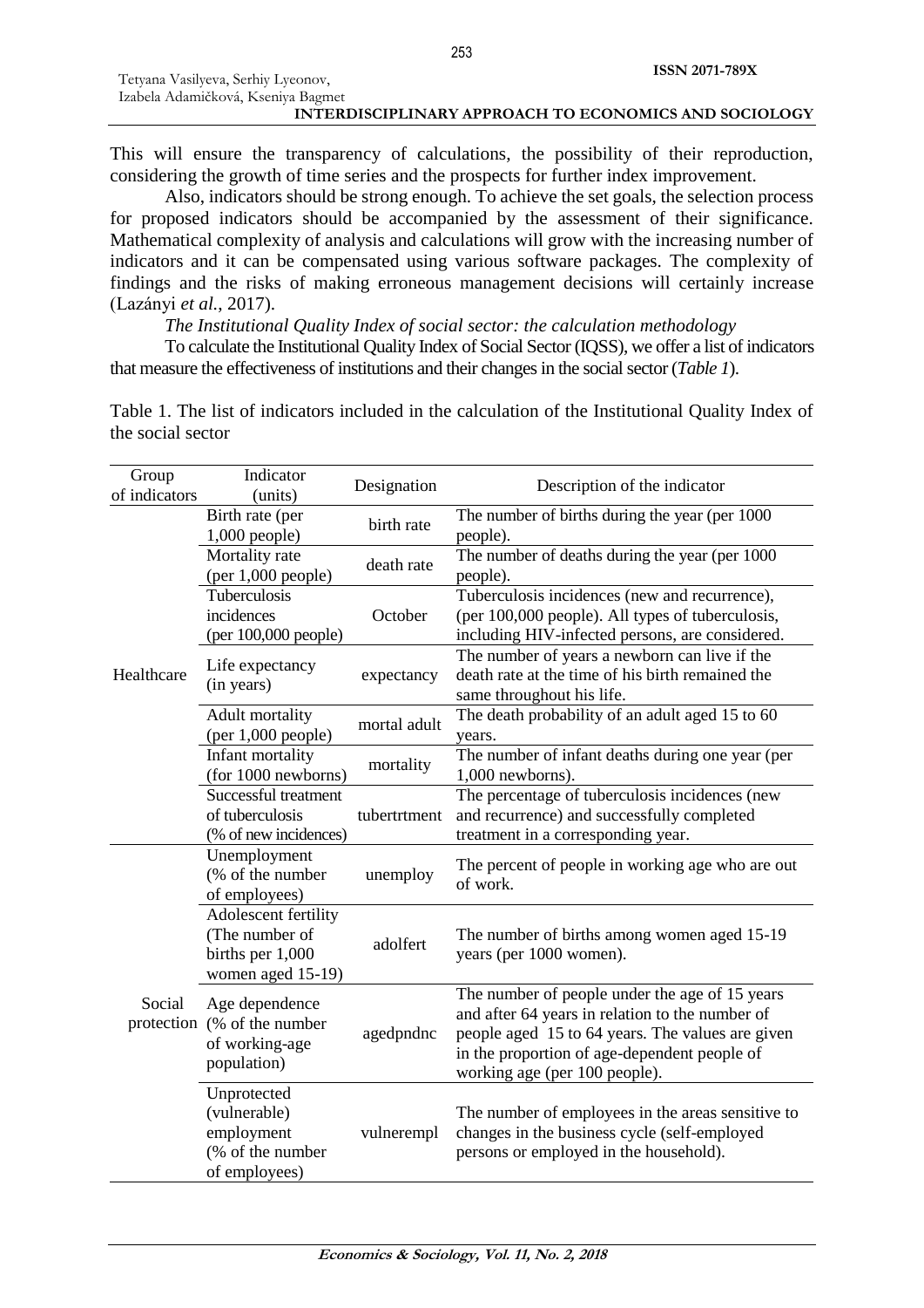This will ensure the transparency of calculations, the possibility of their reproduction, considering the growth of time series and the prospects for further index improvement.

Also, indicators should be strong enough. To achieve the set goals, the selection process for proposed indicators should be accompanied by the assessment of their significance. Mathematical complexity of analysis and calculations will grow with the increasing number of indicators and it can be compensated using various software packages. The complexity of findings and the risks of making erroneous management decisions will certainly increase (Lazányi *et al.*, 2017).

*The Institutional Quality Index of social sector: the calculation methodology*

To calculate the Institutional Quality Index of Social Sector (IQSS), we offer a list of indicators that measure the effectiveness of institutions and their changes in the social sector (*Table 1*).

Table 1. The list of indicators included in the calculation of the Institutional Quality Index of the social sector

| Group of indicators | Indicator (units) | Designation | Description of the indicator |
|---|---|---|---|
| Healthcare | Birth rate (per 1,000 people) | birth rate | The number of births during the year (per 1000 people). |
| | Mortality rate (per 1,000 people) | death rate | The number of deaths during the year (per 1000 people). |
| | Tuberculosis incidences (per 100,000 people) | October | Tuberculosis incidences (new and recurrence), (per 100,000 people). All types of tuberculosis, including HIV-infected persons, are considered. |
| | Life expectancy (in years) | expectancy | The number of years a newborn can live if the death rate at the time of his birth remained the same throughout his life. |
| | Adult mortality (per 1,000 people) | mortal adult | The death probability of an adult aged 15 to 60 years. |
| | Infant mortality (for 1000 newborns) | mortality | The number of infant deaths during one year (per 1,000 newborns). |
| | Successful treatment of tuberculosis (% of new incidences) | tubertrtment | The percentage of tuberculosis incidences (new and recurrence) and successfully completed treatment in a corresponding year. |
| Social protection | Unemployment (% of the number of employees) | unemploy | The percent of people in working age who are out of work. |
| | Adolescent fertility (The number of births per 1,000 women aged 15-19) | adolfert | The number of births among women aged 15-19 years (per 1000 women). |
| | Age dependence (% of the number of working-age population) | agedpndnc | The number of people under the age of 15 years and after 64 years in relation to the number of people aged 15 to 64 years. The values are given in the proportion of age-dependent people of working age (per 100 people). |
| | Unprotected (vulnerable) employment (% of the number of employees) | vulnerempl | The number of employees in the areas sensitive to changes in the business cycle (self-employed persons or employed in the household). |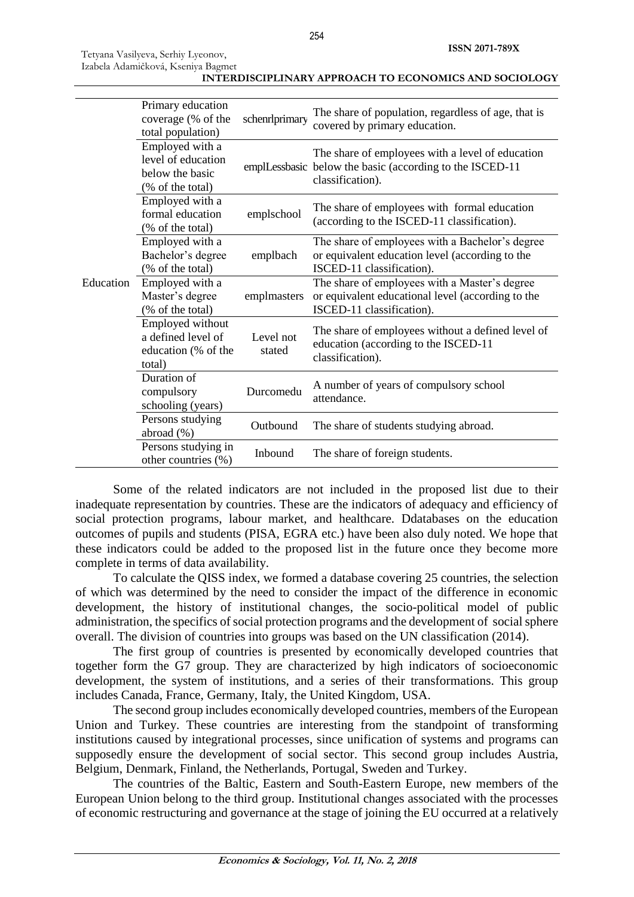|  |  |  |  |
|---|---|---|---|
| Education | Primary education coverage (% of the total population) | schenrlprimary | The share of population, regardless of age, that is covered by primary education. |
|  | Employed with a level of education below the basic (% of the total) | emplLessbasic | The share of employees with a level of education below the basic (according to the ISCED-11 classification). |
|  | Employed with a formal education (% of the total) | emplschool | The share of employees with formal education (according to the ISCED-11 classification). |
|  | Employed with a Bachelor's degree (% of the total) | emplbach | The share of employees with a Bachelor's degree or equivalent education level (according to the ISCED-11 classification). |
|  | Employed with a Master's degree (% of the total) | emplmasters | The share of employees with a Master's degree or equivalent educational level (according to the ISCED-11 classification). |
|  | Employed without a defined level of education (% of the total) | Level not stated | The share of employees without a defined level of education (according to the ISCED-11 classification). |
|  | Duration of compulsory schooling (years) | Durcomedu | A number of years of compulsory school attendance. |
|  | Persons studying abroad (%) | Outbound | The share of students studying abroad. |
|  | Persons studying in other countries (%) | Inbound | The share of foreign students. |

Some of the related indicators are not included in the proposed list due to their inadequate representation by countries. These are the indicators of adequacy and efficiency of social protection programs, labour market, and healthcare. Ddatabases on the education outcomes of pupils and students (PISA, EGRA etc.) have been also duly noted. We hope that these indicators could be added to the proposed list in the future once they become more complete in terms of data availability.

To calculate the QISS index, we formed a database covering 25 countries, the selection of which was determined by the need to consider the impact of the difference in economic development, the history of institutional changes, the socio-political model of public administration, the specifics of social protection programs and the development of social sphere overall. The division of countries into groups was based on the UN classification (2014).

The first group of countries is presented by economically developed countries that together form the G7 group. They are characterized by high indicators of socioeconomic development, the system of institutions, and a series of their transformations. This group includes Canada, France, Germany, Italy, the United Kingdom, USA.

The second group includes economically developed countries, members of the European Union and Turkey. These countries are interesting from the standpoint of transforming institutions caused by integrational processes, since unification of systems and programs can supposedly ensure the development of social sector. This second group includes Austria, Belgium, Denmark, Finland, the Netherlands, Portugal, Sweden and Turkey.

The countries of the Baltic, Eastern and South-Eastern Europe, new members of the European Union belong to the third group. Institutional changes associated with the processes of economic restructuring and governance at the stage of joining the EU occurred at a relatively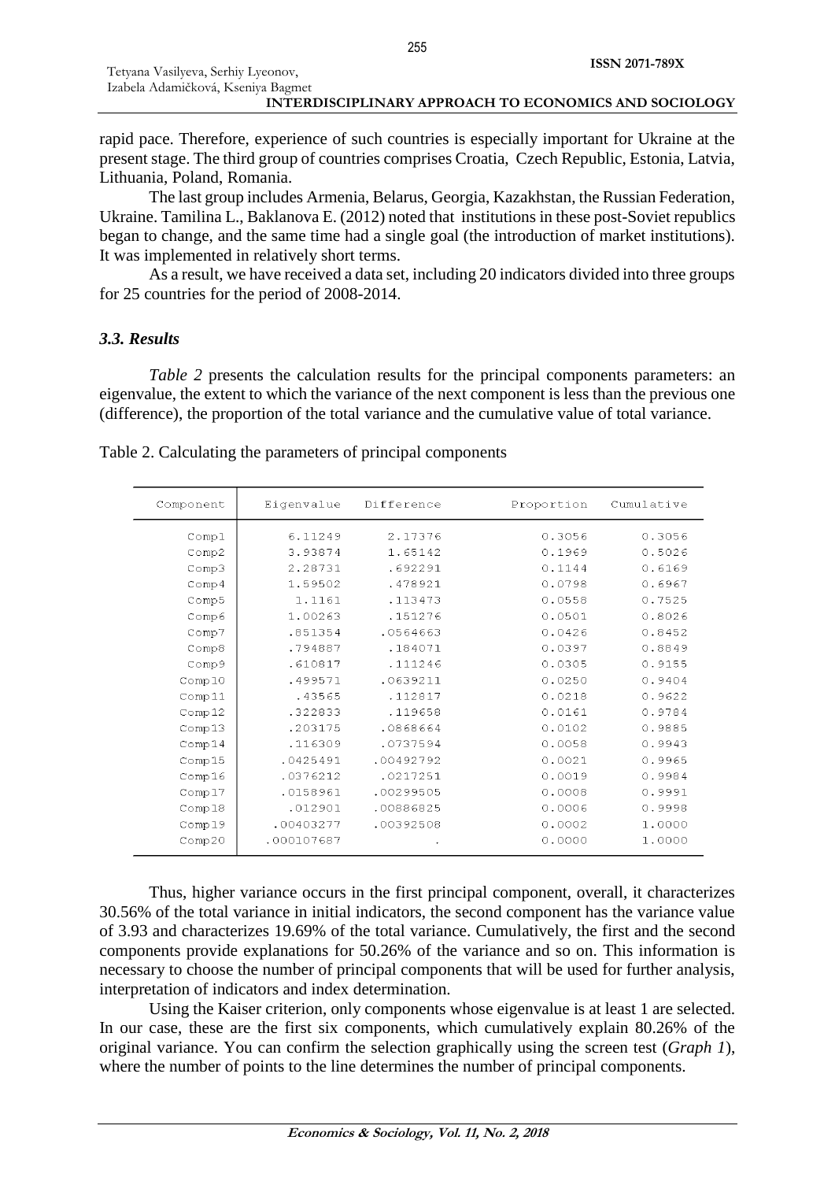rapid pace. Therefore, experience of such countries is especially important for Ukraine at the present stage. The third group of countries comprises Croatia, Czech Republic, Estonia, Latvia, Lithuania, Poland, Romania.

The last group includes Armenia, Belarus, Georgia, Kazakhstan, the Russian Federation, Ukraine. Tamilina L., Baklanova E. (2012) noted that institutions in these post-Soviet republics began to change, and the same time had a single goal (the introduction of market institutions). It was implemented in relatively short terms.

As a result, we have received a data set, including 20 indicators divided into three groups for 25 countries for the period of 2008-2014.

### *3.3. Results*

*Table 2* presents the calculation results for the principal components parameters: an eigenvalue, the extent to which the variance of the next component is less than the previous one (difference), the proportion of the total variance and the cumulative value of total variance.

Table 2. Calculating the parameters of principal components

| Component | Eigenvalue | Difference | Proportion | Cumulative |
|---|---|---|---|---|
| Comp1 | 6.11249 | 2.17376 | 0.3056 | 0.3056 |
| Comp2 | 3.93874 | 1.65142 | 0.1969 | 0.5026 |
| Comp3 | 2.28731 | .692291 | 0.1144 | 0.6169 |
| Comp4 | 1.59502 | .478921 | 0.0798 | 0.6967 |
| Comp5 | 1.1161 | .113473 | 0.0558 | 0.7525 |
| Comp6 | 1.00263 | .151276 | 0.0501 | 0.8026 |
| Comp7 | .851354 | .0564663 | 0.0426 | 0.8452 |
| Comp8 | .794887 | .184071 | 0.0397 | 0.8849 |
| Comp9 | .610817 | .111246 | 0.0305 | 0.9155 |
| Comp10 | .499571 | .0639211 | 0.0250 | 0.9404 |
| Comp11 | .43565 | .112817 | 0.0218 | 0.9622 |
| Comp12 | .322833 | .119658 | 0.0161 | 0.9784 |
| Comp13 | .203175 | .0868664 | 0.0102 | 0.9885 |
| Comp14 | .116309 | .0737594 | 0.0058 | 0.9943 |
| Comp15 | .0425491 | .00492792 | 0.0021 | 0.9965 |
| Comp16 | .0376212 | .0217251 | 0.0019 | 0.9984 |
| Comp17 | .0158961 | .00299505 | 0.0008 | 0.9991 |
| Comp18 | .012901 | .00886825 | 0.0006 | 0.9998 |
| Comp19 | .00403277 | .00392508 | 0.0002 | 1.0000 |
| Comp20 | .000107687 | . | 0.0000 | 1.0000 |

Thus, higher variance occurs in the first principal component, overall, it characterizes 30.56% of the total variance in initial indicators, the second component has the variance value of 3.93 and characterizes 19.69% of the total variance. Cumulatively, the first and the second components provide explanations for 50.26% of the variance and so on. This information is necessary to choose the number of principal components that will be used for further analysis, interpretation of indicators and index determination.

Using the Kaiser criterion, only components whose eigenvalue is at least 1 are selected. In our case, these are the first six components, which cumulatively explain 80.26% of the original variance. You can confirm the selection graphically using the screen test (*Graph 1*), where the number of points to the line determines the number of principal components.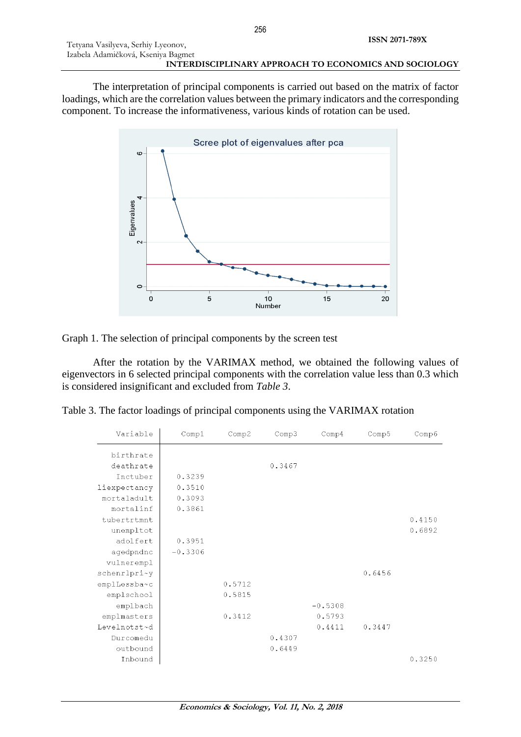The interpretation of principal components is carried out based on the matrix of factor loadings, which are the correlation values between the primary indicators and the corresponding component. To increase the informativeness, various kinds of rotation can be used.

Graph 1. The selection of principal components by the screen test

After the rotation by the VARIMAX method, we obtained the following values of eigenvectors in 6 selected principal components with the correlation value less than 0.3 which is considered insignificant and excluded from *Table 3*.

Table 3. The factor loadings of principal components using the VARIMAX rotation

| Variable | Comp1 | Comp2 | Comp3 | Comp4 | Comp5 | Comp6 |
|---|---|---|---|---|---|---|
| birthrate | | | | | | |
| deathrate | | | 0.3467 | | | |
| Inctuber | 0.3239 | | | | | |
| liexpectancy | 0.3510 | | | | | |
| mortaladult | 0.3093 | | | | | |
| mortalinf | 0.3861 | | | | | |
| tubertrtmnt | | | | | | 0.4150 |
| unempltot | | | | | | 0.6892 |
| adolfert | 0.3951 | | | | | |
| agedpndnc | -0.3306 | | | | | |
| vulnerempl | | | | | | |
| schenrlpri~y | | | | | 0.6456 | |
| emplLessba~c | | 0.5712 | | | | |
| emplschool | | 0.5815 | | | | |
| emplbach | | | | -0.5308 | | |
| emplmasters | | 0.3412 | | 0.5793 | | |
| Levelnotst~d | | | | 0.4411 | 0.3447 | |
| Durcomedu | | | 0.4307 | | | |
| outbound | | | 0.6449 | | | |
| Inbound | | | | | | 0.3250 |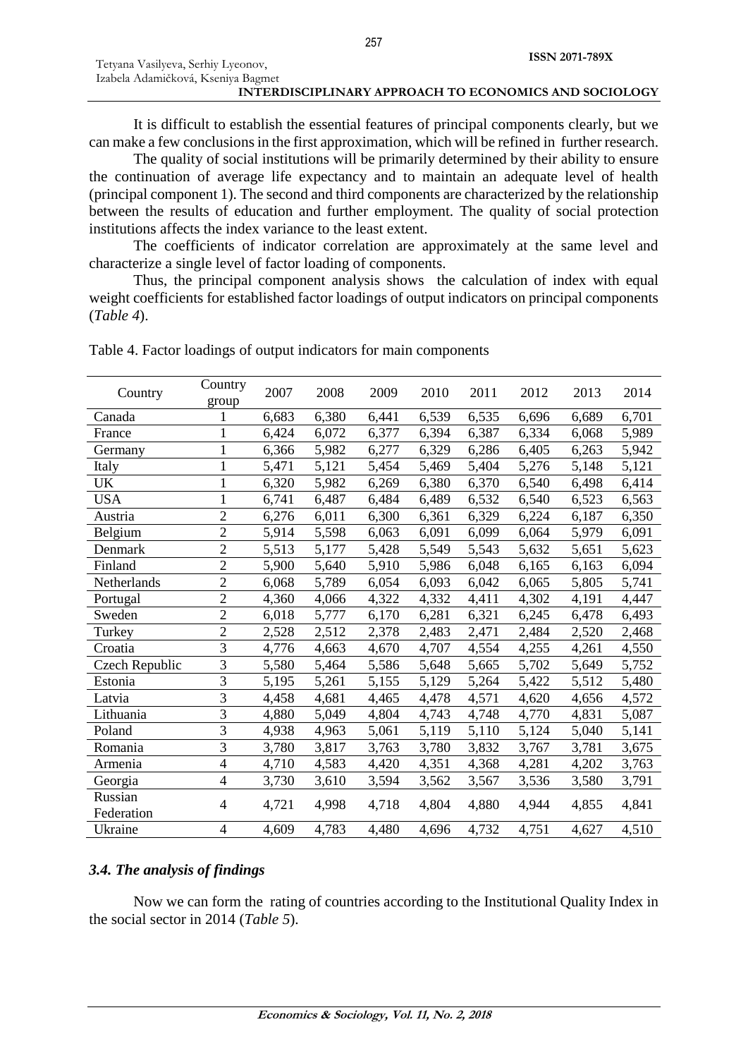It is difficult to establish the essential features of principal components clearly, but we can make a few conclusions in the first approximation, which will be refined in further research.

The quality of social institutions will be primarily determined by their ability to ensure the continuation of average life expectancy and to maintain an adequate level of health (principal component 1). The second and third components are characterized by the relationship between the results of education and further employment. The quality of social protection institutions affects the index variance to the least extent.

The coefficients of indicator correlation are approximately at the same level and characterize a single level of factor loading of components.

Thus, the principal component analysis shows the calculation of index with equal weight coefficients for established factor loadings of output indicators on principal components (*Table 4*).

Table 4. Factor loadings of output indicators for main components

| Country | Country group | 2007 | 2008 | 2009 | 2010 | 2011 | 2012 | 2013 | 2014 |
|---|---|---|---|---|---|---|---|---|---|
| Canada | 1 | 6,683 | 6,380 | 6,441 | 6,539 | 6,535 | 6,696 | 6,689 | 6,701 |
| France | 1 | 6,424 | 6,072 | 6,377 | 6,394 | 6,387 | 6,334 | 6,068 | 5,989 |
| Germany | 1 | 6,366 | 5,982 | 6,277 | 6,329 | 6,286 | 6,405 | 6,263 | 5,942 |
| Italy | 1 | 5,471 | 5,121 | 5,454 | 5,469 | 5,404 | 5,276 | 5,148 | 5,121 |
| UK | 1 | 6,320 | 5,982 | 6,269 | 6,380 | 6,370 | 6,540 | 6,498 | 6,414 |
| USA | 1 | 6,741 | 6,487 | 6,484 | 6,489 | 6,532 | 6,540 | 6,523 | 6,563 |
| Austria | 2 | 6,276 | 6,011 | 6,300 | 6,361 | 6,329 | 6,224 | 6,187 | 6,350 |
| Belgium | 2 | 5,914 | 5,598 | 6,063 | 6,091 | 6,099 | 6,064 | 5,979 | 6,091 |
| Denmark | 2 | 5,513 | 5,177 | 5,428 | 5,549 | 5,543 | 5,632 | 5,651 | 5,623 |
| Finland | 2 | 5,900 | 5,640 | 5,910 | 5,986 | 6,048 | 6,165 | 6,163 | 6,094 |
| Netherlands | 2 | 6,068 | 5,789 | 6,054 | 6,093 | 6,042 | 6,065 | 5,805 | 5,741 |
| Portugal | 2 | 4,360 | 4,066 | 4,322 | 4,332 | 4,411 | 4,302 | 4,191 | 4,447 |
| Sweden | 2 | 6,018 | 5,777 | 6,170 | 6,281 | 6,321 | 6,245 | 6,478 | 6,493 |
| Turkey | 2 | 2,528 | 2,512 | 2,378 | 2,483 | 2,471 | 2,484 | 2,520 | 2,468 |
| Croatia | 3 | 4,776 | 4,663 | 4,670 | 4,707 | 4,554 | 4,255 | 4,261 | 4,550 |
| Czech Republic | 3 | 5,580 | 5,464 | 5,586 | 5,648 | 5,665 | 5,702 | 5,649 | 5,752 |
| Estonia | 3 | 5,195 | 5,261 | 5,155 | 5,129 | 5,264 | 5,422 | 5,512 | 5,480 |
| Latvia | 3 | 4,458 | 4,681 | 4,465 | 4,478 | 4,571 | 4,620 | 4,656 | 4,572 |
| Lithuania | 3 | 4,880 | 5,049 | 4,804 | 4,743 | 4,748 | 4,770 | 4,831 | 5,087 |
| Poland | 3 | 4,938 | 4,963 | 5,061 | 5,119 | 5,110 | 5,124 | 5,040 | 5,141 |
| Romania | 3 | 3,780 | 3,817 | 3,763 | 3,780 | 3,832 | 3,767 | 3,781 | 3,675 |
| Armenia | 4 | 4,710 | 4,583 | 4,420 | 4,351 | 4,368 | 4,281 | 4,202 | 3,763 |
| Georgia | 4 | 3,730 | 3,610 | 3,594 | 3,562 | 3,567 | 3,536 | 3,580 | 3,791 |
| Russian Federation | 4 | 4,721 | 4,998 | 4,718 | 4,804 | 4,880 | 4,944 | 4,855 | 4,841 |
| Ukraine | 4 | 4,609 | 4,783 | 4,480 | 4,696 | 4,732 | 4,751 | 4,627 | 4,510 |

### *3.4. The analysis of findings*

Now we can form the rating of countries according to the Institutional Quality Index in the social sector in 2014 (*Table 5*).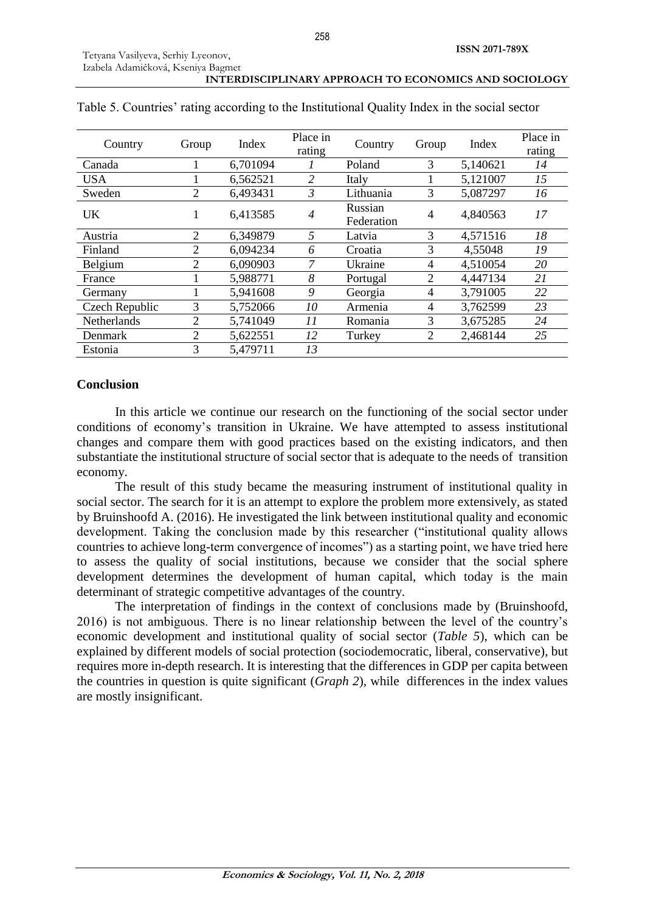Table 5. Countries' rating according to the Institutional Quality Index in the social sector

| Country | Group | Index | Place in rating | Country | Group | Index | Place in rating |
|---|---|---|---|---|---|---|---|
| Canada | 1 | 6,701094 | *1* | Poland | 3 | 5,140621 | *14* |
| USA | 1 | 6,562521 | *2* | Italy | 1 | 5,121007 | *15* |
| Sweden | 2 | 6,493431 | *3* | Lithuania | 3 | 5,087297 | *16* |
| UK | 1 | 6,413585 | *4* | Russian Federation | 4 | 4,840563 | *17* |
| Austria | 2 | 6,349879 | *5* | Latvia | 3 | 4,571516 | *18* |
| Finland | 2 | 6,094234 | *6* | Croatia | 3 | 4,55048 | *19* |
| Belgium | 2 | 6,090903 | *7* | Ukraine | 4 | 4,510054 | *20* |
| France | 1 | 5,988771 | *8* | Portugal | 2 | 4,447134 | *21* |
| Germany | 1 | 5,941608 | *9* | Georgia | 4 | 3,791005 | *22* |
| Czech Republic | 3 | 5,752066 | *10* | Armenia | 4 | 3,762599 | *23* |
| Netherlands | 2 | 5,741049 | *11* | Romania | 3 | 3,675285 | *24* |
| Denmark | 2 | 5,622551 | *12* | Turkey | 2 | 2,468144 | *25* |
| Estonia | 3 | 5,479711 | *13* | | | | |

## Conclusion

In this article we continue our research on the functioning of the social sector under conditions of economy's transition in Ukraine. We have attempted to assess institutional changes and compare them with good practices based on the existing indicators, and then substantiate the institutional structure of social sector that is adequate to the needs of transition economy.

The result of this study became the measuring instrument of institutional quality in social sector. The search for it is an attempt to explore the problem more extensively, as stated by Bruinshoofd A. (2016). He investigated the link between institutional quality and economic development. Taking the conclusion made by this researcher ("institutional quality allows countries to achieve long-term convergence of incomes") as a starting point, we have tried here to assess the quality of social institutions, because we consider that the social sphere development determines the development of human capital, which today is the main determinant of strategic competitive advantages of the country.

The interpretation of findings in the context of conclusions made by (Bruinshoofd, 2016) is not ambiguous. There is no linear relationship between the level of the country's economic development and institutional quality of social sector (*Table 5*), which can be explained by different models of social protection (sociodemocratic, liberal, conservative), but requires more in-depth research. It is interesting that the differences in GDP per capita between the countries in question is quite significant (*Graph 2*), while differences in the index values are mostly insignificant.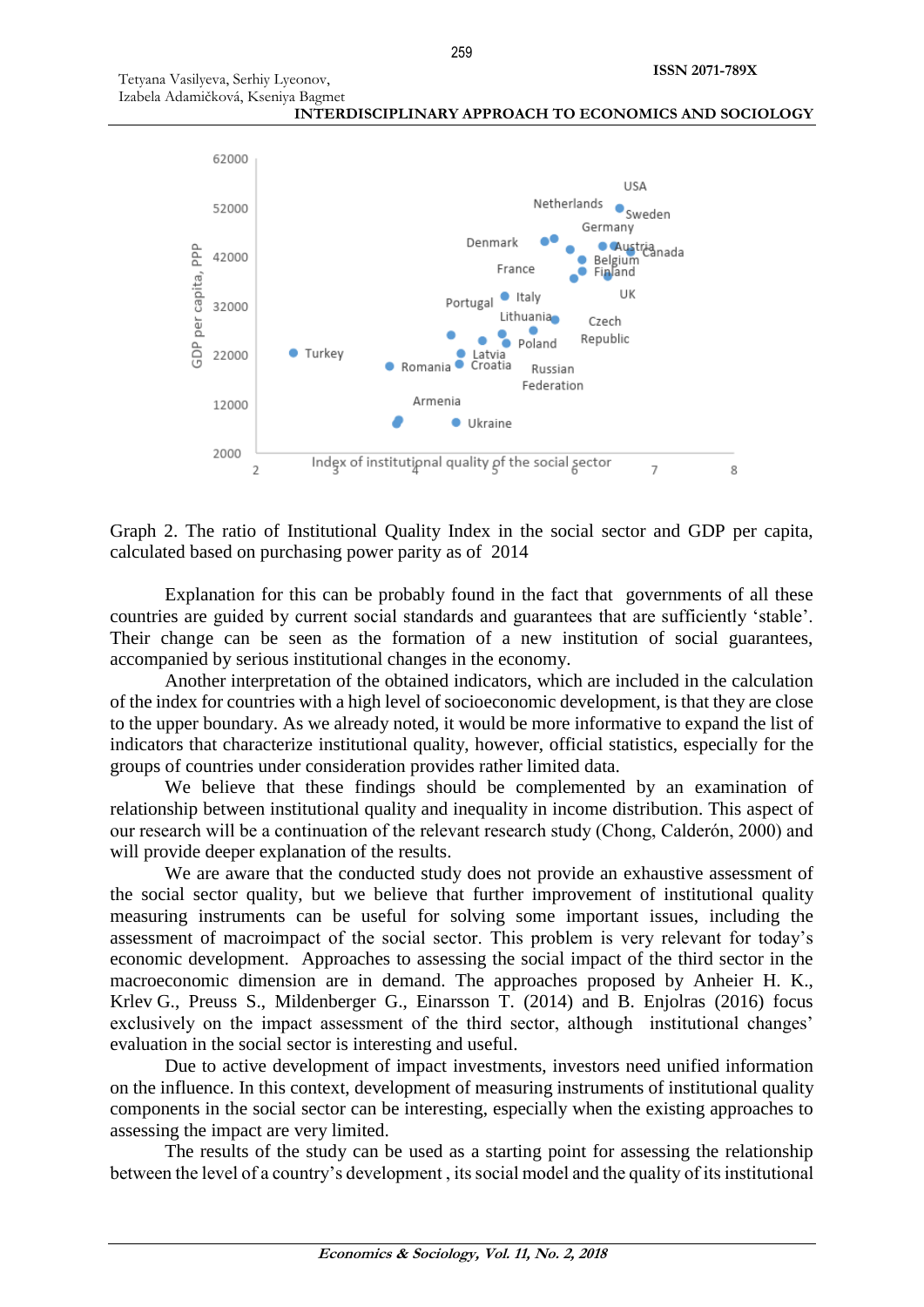Graph 2. The ratio of Institutional Quality Index in the social sector and GDP per capita, calculated based on purchasing power parity as of 2014

Explanation for this can be probably found in the fact that governments of all these countries are guided by current social standards and guarantees that are sufficiently 'stable'. Their change can be seen as the formation of a new institution of social guarantees, accompanied by serious institutional changes in the economy.

Another interpretation of the obtained indicators, which are included in the calculation of the index for countries with a high level of socioeconomic development, is that they are close to the upper boundary. As we already noted, it would be more informative to expand the list of indicators that characterize institutional quality, however, official statistics, especially for the groups of countries under consideration provides rather limited data.

We believe that these findings should be complemented by an examination of relationship between institutional quality and inequality in income distribution. This aspect of our research will be a continuation of the relevant research study (Chong, Calderón, 2000) and will provide deeper explanation of the results.

We are aware that the conducted study does not provide an exhaustive assessment of the social sector quality, but we believe that further improvement of institutional quality measuring instruments can be useful for solving some important issues, including the assessment of macroimpact of the social sector. This problem is very relevant for today's economic development. Approaches to assessing the social impact of the third sector in the macroeconomic dimension are in demand. The approaches proposed by Anheier H. K., Krlev G., Preuss S., Mildenberger G., Einarsson T. (2014) and B. Enjolras (2016) focus exclusively on the impact assessment of the third sector, although institutional changes' evaluation in the social sector is interesting and useful.

Due to active development of impact investments, investors need unified information on the influence. In this context, development of measuring instruments of institutional quality components in the social sector can be interesting, especially when the existing approaches to assessing the impact are very limited.

The results of the study can be used as a starting point for assessing the relationship between the level of a country's development , its social model and the quality of its institutional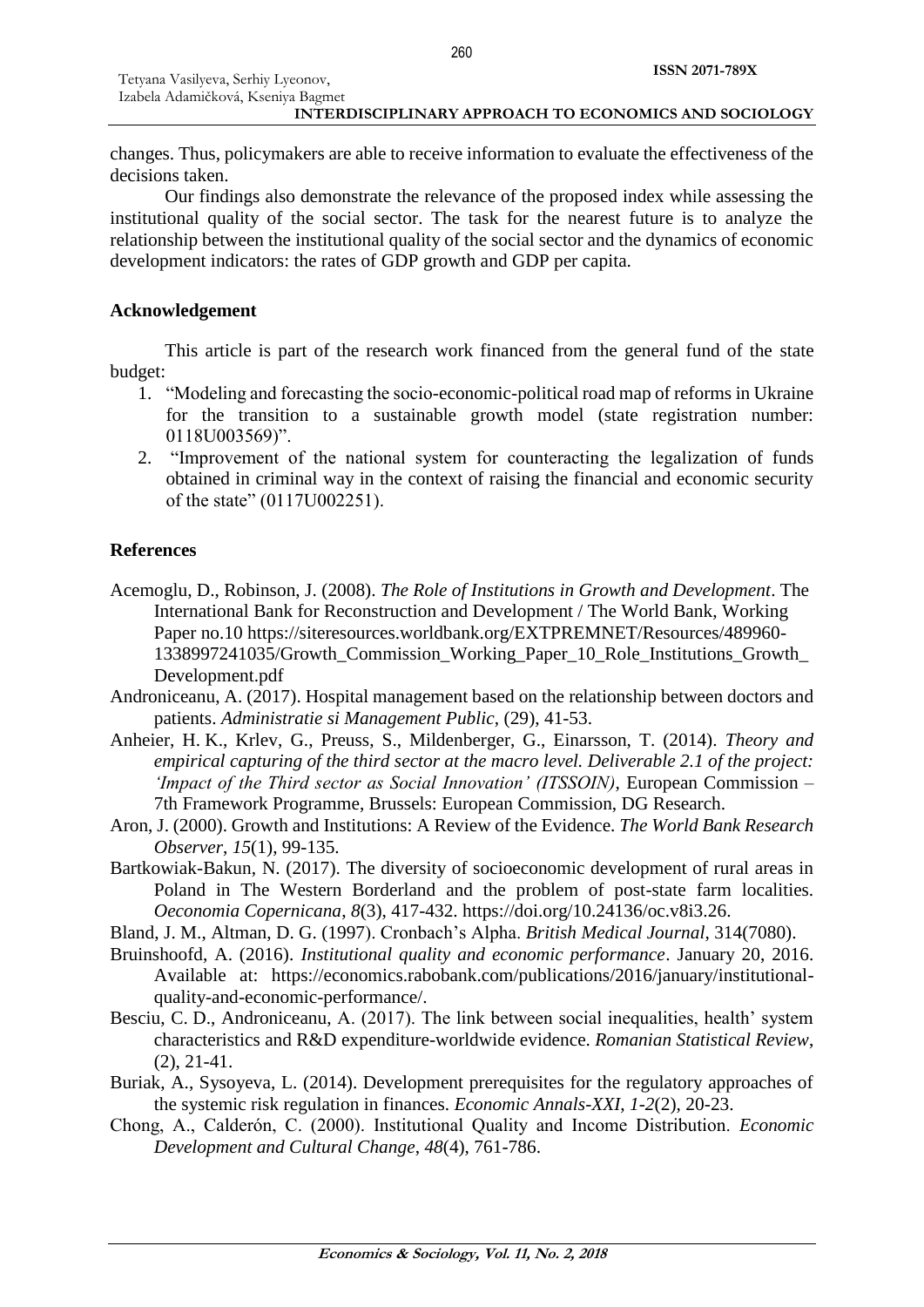changes. Thus, policymakers are able to receive information to evaluate the effectiveness of the decisions taken.

Our findings also demonstrate the relevance of the proposed index while assessing the institutional quality of the social sector. The task for the nearest future is to analyze the relationship between the institutional quality of the social sector and the dynamics of economic development indicators: the rates of GDP growth and GDP per capita.

## Acknowledgement

This article is part of the research work financed from the general fund of the state budget:

1. "Modeling and forecasting the socio-economic-political road map of reforms in Ukraine for the transition to a sustainable growth model (state registration number: 0118U003569)".
2. "Improvement of the national system for counteracting the legalization of funds obtained in criminal way in the context of raising the financial and economic security of the state" (0117U002251).

## References

Acemoglu, D., Robinson, J. (2008). *The Role of Institutions in Growth and Development*. The International Bank for Reconstruction and Development / The World Bank, Working Paper no.10 https://siteresources.worldbank.org/EXTPREMNET/Resources/489960-1338997241035/Growth_Commission_Working_Paper_10_Role_Institutions_Growth_Development.pdf

Androniceanu, A. (2017). Hospital management based on the relationship between doctors and patients. *Administratie si Management Public*, (29), 41-53.

Anheier, H. K., Krlev, G., Preuss, S., Mildenberger, G., Einarsson, T. (2014). *Theory and empirical capturing of the third sector at the macro level. Deliverable 2.1 of the project: 'Impact of the Third sector as Social Innovation' (ITSSOIN)*, European Commission – 7th Framework Programme, Brussels: European Commission, DG Research.

Aron, J. (2000). Growth and Institutions: A Review of the Evidence. *The World Bank Research Observer*, *15*(1), 99-135.

Bartkowiak-Bakun, N. (2017). The diversity of socioeconomic development of rural areas in Poland in The Western Borderland and the problem of post-state farm localities. *Oeconomia Copernicana*, *8*(3), 417-432. https://doi.org/10.24136/oc.v8i3.26.

Bland, J. M., Altman, D. G. (1997). Cronbach's Alpha. *British Medical Journal*, 314(7080).

Bruinshoofd, A. (2016). *Institutional quality and economic performance*. January 20, 2016. Available at: https://economics.rabobank.com/publications/2016/january/institutional-quality-and-economic-performance/.

Besciu, C. D., Androniceanu, A. (2017). The link between social inequalities, health' system characteristics and R&D expenditure-worldwide evidence. *Romanian Statistical Review*, (2), 21-41.

Buriak, A., Sysoyeva, L. (2014). Development prerequisites for the regulatory approaches of the systemic risk regulation in finances. *Economic Annals-XXI*, *1-2*(2), 20-23.

Chong, A., Calderón, C. (2000). Institutional Quality and Income Distribution. *Economic Development and Cultural Change*, *48*(4), 761-786.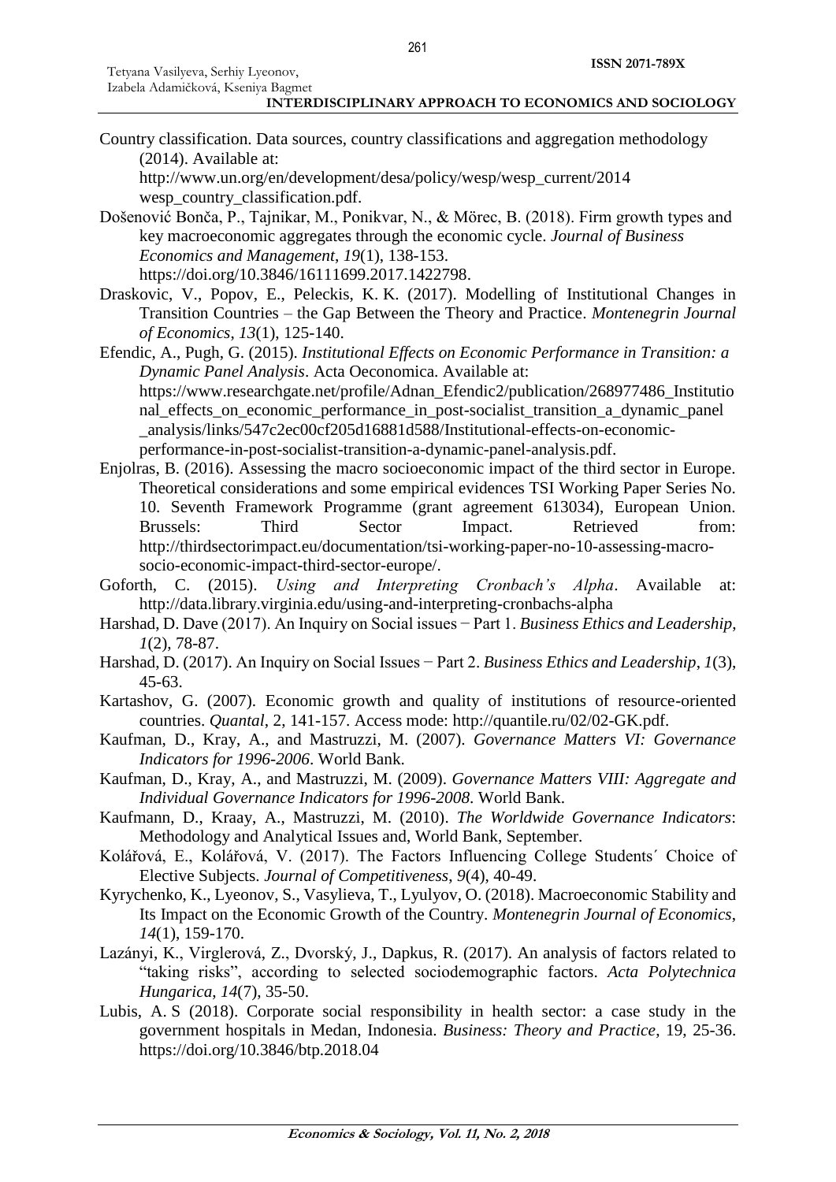Country classification. Data sources, country classifications and aggregation methodology (2014). Available at: http://www.un.org/en/development/desa/policy/wesp/wesp_current/2014 wesp_country_classification.pdf.

Došenović Bonča, P., Tajnikar, M., Ponikvar, N., & Mörec, B. (2018). Firm growth types and key macroeconomic aggregates through the economic cycle. *Journal of Business Economics and Management*, *19*(1), 138-153. https://doi.org/10.3846/16111699.2017.1422798.

Draskovic, V., Popov, E., Peleckis, K. K. (2017). Modelling of Institutional Changes in Transition Countries – the Gap Between the Theory and Practice. *Montenegrin Journal of Economics*, *13*(1), 125-140.

Efendic, A., Pugh, G. (2015). *Institutional Effects on Economic Performance in Transition: a Dynamic Panel Analysis*. Acta Oeconomica. Available at: https://www.researchgate.net/profile/Adnan_Efendic2/publication/268977486_Institutional_effects_on_economic_performance_in_post-socialist_transition_a_dynamic_panel_analysis/links/547c2ec00cf205d16881d588/Institutional-effects-on-economic-performance-in-post-socialist-transition-a-dynamic-panel-analysis.pdf.

Enjolras, B. (2016). Assessing the macro socioeconomic impact of the third sector in Europe. Theoretical considerations and some empirical evidences TSI Working Paper Series No. 10. Seventh Framework Programme (grant agreement 613034), European Union. Brussels: Third Sector Impact. Retrieved from: http://thirdsectorimpact.eu/documentation/tsi-working-paper-no-10-assessing-macro-socio-economic-impact-third-sector-europe/.

Goforth, C. (2015). *Using and Interpreting Cronbach's Alpha*. Available at: http://data.library.virginia.edu/using-and-interpreting-cronbachs-alpha

Harshad, D. Dave (2017). An Inquiry on Social issues − Part 1. *Business Ethics and Leadership*, *1*(2), 78-87.

Harshad, D. (2017). An Inquiry on Social Issues − Part 2. *Business Ethics and Leadership*, *1*(3), 45-63.

Kartashov, G. (2007). Economic growth and quality of institutions of resource-oriented countries. *Quantal*, 2, 141-157. Access mode: http://quantile.ru/02/02-GK.pdf.

Kaufman, D., Kray, A., and Mastruzzi, M. (2007). *Governance Matters VI: Governance Indicators for 1996-2006*. World Bank.

Kaufman, D., Kray, A., and Mastruzzi, M. (2009). *Governance Matters VIII: Aggregate and Individual Governance Indicators for 1996-2008*. World Bank.

Kaufmann, D., Kraay, A., Mastruzzi, M. (2010). *The Worldwide Governance Indicators*: Methodology and Analytical Issues and, World Bank, September.

Kolářová, E., Kolářová, V. (2017). The Factors Influencing College Students´ Choice of Elective Subjects. *Journal of Competitiveness*, *9*(4), 40-49.

Kyrychenko, K., Lyeonov, S., Vasylieva, T., Lyulyov, O. (2018). Macroeconomic Stability and Its Impact on the Economic Growth of the Country. *Montenegrin Journal of Economics*, *14*(1), 159-170.

Lazányi, K., Virglerová, Z., Dvorský, J., Dapkus, R. (2017). An analysis of factors related to "taking risks", according to selected sociodemographic factors. *Acta Polytechnica Hungarica*, *14*(7), 35-50.

Lubis, A. S (2018). Corporate social responsibility in health sector: a case study in the government hospitals in Medan, Indonesia. *Business: Theory and Practice*, 19, 25-36. https://doi.org/10.3846/btp.2018.04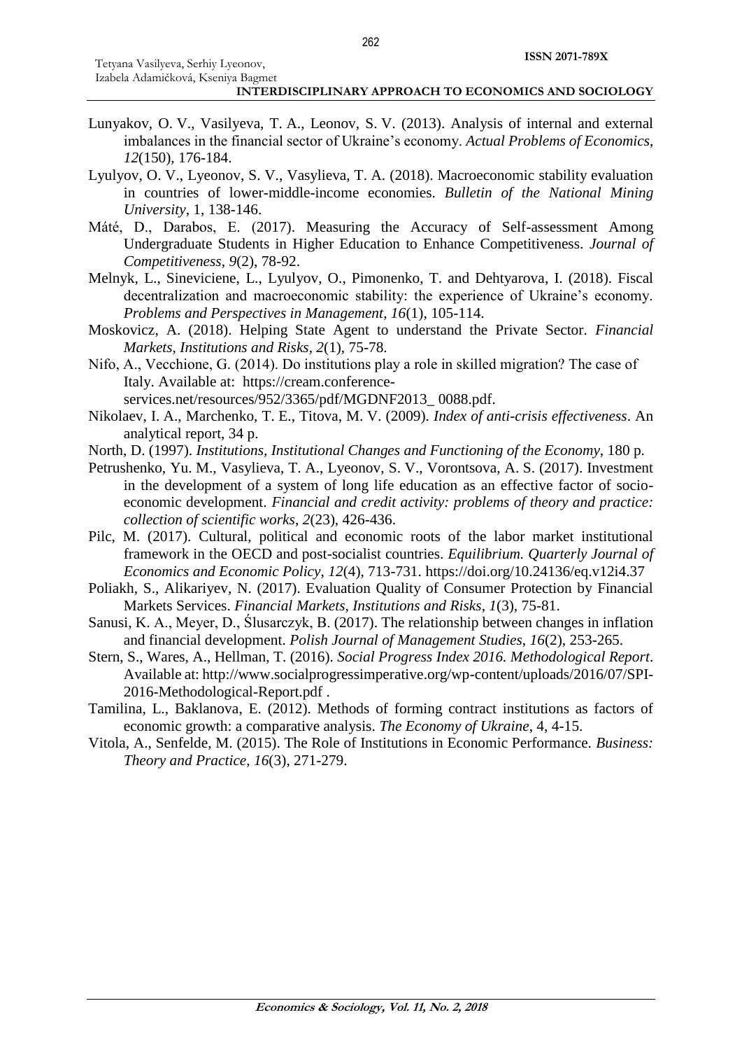Lunyakov, O. V., Vasilyeva, T. A., Leonov, S. V. (2013). Analysis of internal and external imbalances in the financial sector of Ukraine's economy. *Actual Problems of Economics*, *12*(150), 176-184.

Lyulyov, O. V., Lyeonov, S. V., Vasylieva, T. A. (2018). Macroeconomic stability evaluation in countries of lower-middle-income economies. *Bulletin of the National Mining University*, 1, 138-146.

Máté, D., Darabos, E. (2017). Measuring the Accuracy of Self-assessment Among Undergraduate Students in Higher Education to Enhance Competitiveness. *Journal of Competitiveness*, *9*(2), 78-92.

Melnyk, L., Sineviciene, L., Lyulyov, O., Pimonenko, T. and Dehtyarova, I. (2018). Fiscal decentralization and macroeconomic stability: the experience of Ukraine's economy. *Problems and Perspectives in Management*, *16*(1), 105-114.

Moskovicz, A. (2018). Helping State Agent to understand the Private Sector. *Financial Markets, Institutions and Risks*, *2*(1), 75-78.

Nifo, A., Vecchione, G. (2014). Do institutions play a role in skilled migration? The case of Italy. Available at: https://cream.conference-services.net/resources/952/3365/pdf/MGDNF2013_ 0088.pdf.

Nikolaev, I. A., Marchenko, T. E., Titova, M. V. (2009). *Index of anti-crisis effectiveness*. An analytical report, 34 p.

North, D. (1997). *Institutions, Institutional Changes and Functioning of the Economy*, 180 p.

Petrushenko, Yu. M., Vasylieva, T. A., Lyeonov, S. V., Vorontsova, A. S. (2017). Investment in the development of a system of long life education as an effective factor of socio-economic development. *Financial and credit activity: problems of theory and practice: collection of scientific works*, *2*(23), 426-436.

Pilc, M. (2017). Cultural, political and economic roots of the labor market institutional framework in the OECD and post-socialist countries. *Equilibrium. Quarterly Journal of Economics and Economic Policy*, *12*(4), 713-731. https://doi.org/10.24136/eq.v12i4.37

Poliakh, S., Alikariyev, N. (2017). Evaluation Quality of Consumer Protection by Financial Markets Services. *Financial Markets, Institutions and Risks*, *1*(3), 75-81.

Sanusi, K. A., Meyer, D., Ślusarczyk, B. (2017). The relationship between changes in inflation and financial development. *Polish Journal of Management Studies*, *16*(2), 253-265.

Stern, S., Wares, A., Hellman, T. (2016). *Social Progress Index 2016. Methodological Report*. Available at: http://www.socialprogressimperative.org/wp-content/uploads/2016/07/SPI-2016-Methodological-Report.pdf .

Tamilina, L., Baklanova, E. (2012). Methods of forming contract institutions as factors of economic growth: a comparative analysis. *The Economy of Ukraine*, 4, 4-15.

Vitola, A., Senfelde, M. (2015). The Role of Institutions in Economic Performance. *Business: Theory and Practice*, *16*(3), 271-279.